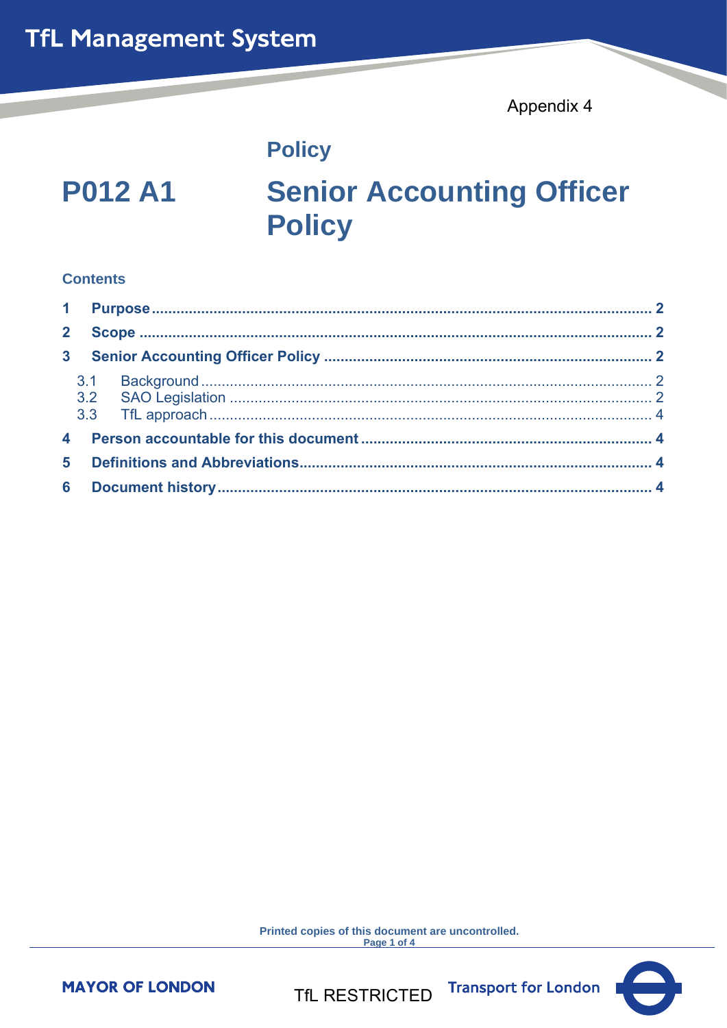TfL Management System

Appendix 4

# Policy

# P012 A1 Senior Accounting Officer Policy

**Contents**

**1 Purpose** ........................................................................ **2**

**2 Scope** ........................................................................ **2**

**3 Senior Accounting Officer Policy** ........................................................................ **2**

- 3.1 Background ........................................................................ 2
- 3.2 SAO Legislation ........................................................................ 2
- 3.3 TfL approach ........................................................................ 4

**4 Person accountable for this document** ........................................................................ **4**

**5 Definitions and Abbreviations** ........................................................................ **4**

**6 Document history** ........................................................................ **4**

Printed copies of this document are uncontrolled.

MAYOR OF LONDON

TfL RESTRICTED

Transport for London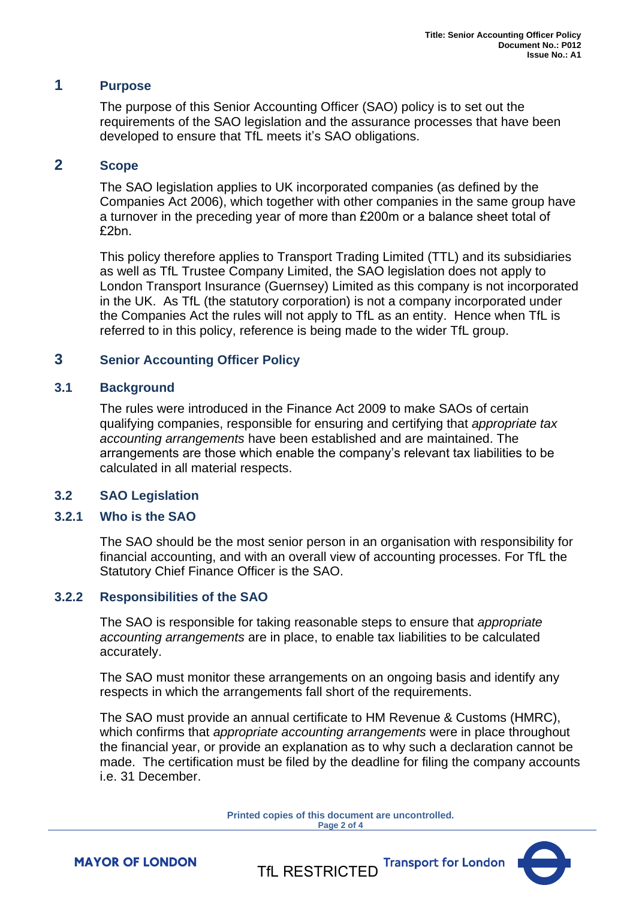## 1 Purpose

The purpose of this Senior Accounting Officer (SAO) policy is to set out the requirements of the SAO legislation and the assurance processes that have been developed to ensure that TfL meets it's SAO obligations.

## 2 Scope

The SAO legislation applies to UK incorporated companies (as defined by the Companies Act 2006), which together with other companies in the same group have a turnover in the preceding year of more than £200m or a balance sheet total of £2bn.

This policy therefore applies to Transport Trading Limited (TTL) and its subsidiaries as well as TfL Trustee Company Limited, the SAO legislation does not apply to London Transport Insurance (Guernsey) Limited as this company is not incorporated in the UK. As TfL (the statutory corporation) is not a company incorporated under the Companies Act the rules will not apply to TfL as an entity. Hence when TfL is referred to in this policy, reference is being made to the wider TfL group.

## 3 Senior Accounting Officer Policy

### 3.1 Background

The rules were introduced in the Finance Act 2009 to make SAOs of certain qualifying companies, responsible for ensuring and certifying that *appropriate tax accounting arrangements* have been established and are maintained. The arrangements are those which enable the company's relevant tax liabilities to be calculated in all material respects.

### 3.2 SAO Legislation

#### 3.2.1 Who is the SAO

The SAO should be the most senior person in an organisation with responsibility for financial accounting, and with an overall view of accounting processes. For TfL the Statutory Chief Finance Officer is the SAO.

#### 3.2.2 Responsibilities of the SAO

The SAO is responsible for taking reasonable steps to ensure that *appropriate accounting arrangements* are in place, to enable tax liabilities to be calculated accurately.

The SAO must monitor these arrangements on an ongoing basis and identify any respects in which the arrangements fall short of the requirements.

The SAO must provide an annual certificate to HM Revenue & Customs (HMRC), which confirms that *appropriate accounting arrangements* were in place throughout the financial year, or provide an explanation as to why such a declaration cannot be made. The certification must be filed by the deadline for filing the company accounts i.e. 31 December.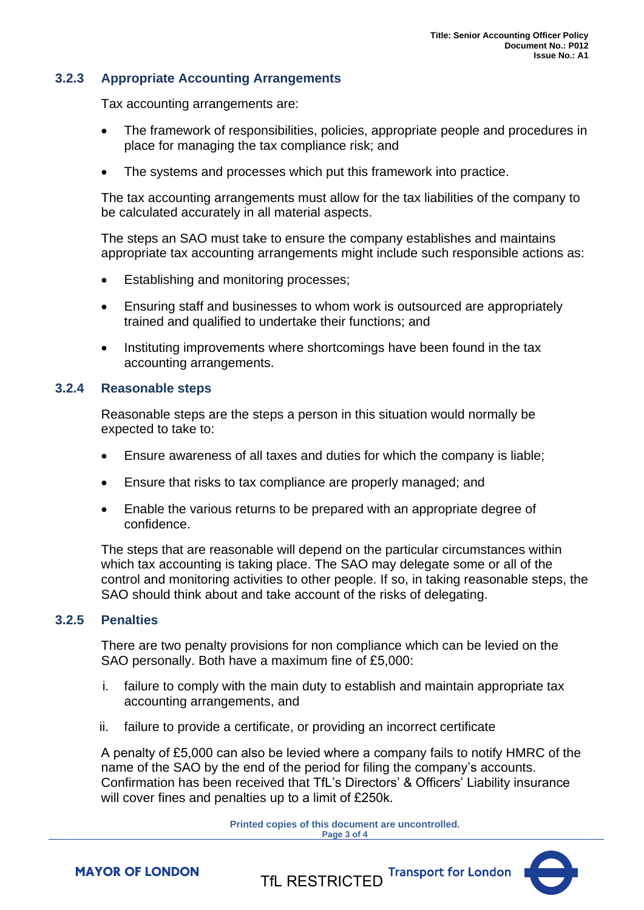### 3.2.3 Appropriate Accounting Arrangements

Tax accounting arrangements are:

- The framework of responsibilities, policies, appropriate people and procedures in place for managing the tax compliance risk; and
- The systems and processes which put this framework into practice.

The tax accounting arrangements must allow for the tax liabilities of the company to be calculated accurately in all material aspects.

The steps an SAO must take to ensure the company establishes and maintains appropriate tax accounting arrangements might include such responsible actions as:

- Establishing and monitoring processes;
- Ensuring staff and businesses to whom work is outsourced are appropriately trained and qualified to undertake their functions; and
- Instituting improvements where shortcomings have been found in the tax accounting arrangements.

### 3.2.4 Reasonable steps

Reasonable steps are the steps a person in this situation would normally be expected to take to:

- Ensure awareness of all taxes and duties for which the company is liable;
- Ensure that risks to tax compliance are properly managed; and
- Enable the various returns to be prepared with an appropriate degree of confidence.

The steps that are reasonable will depend on the particular circumstances within which tax accounting is taking place. The SAO may delegate some or all of the control and monitoring activities to other people. If so, in taking reasonable steps, the SAO should think about and take account of the risks of delegating.

### 3.2.5 Penalties

There are two penalty provisions for non compliance which can be levied on the SAO personally. Both have a maximum fine of £5,000:

i. failure to comply with the main duty to establish and maintain appropriate tax accounting arrangements, and

ii. failure to provide a certificate, or providing an incorrect certificate

A penalty of £5,000 can also be levied where a company fails to notify HMRC of the name of the SAO by the end of the period for filing the company's accounts. Confirmation has been received that TfL's Directors' & Officers' Liability insurance will cover fines and penalties up to a limit of £250k.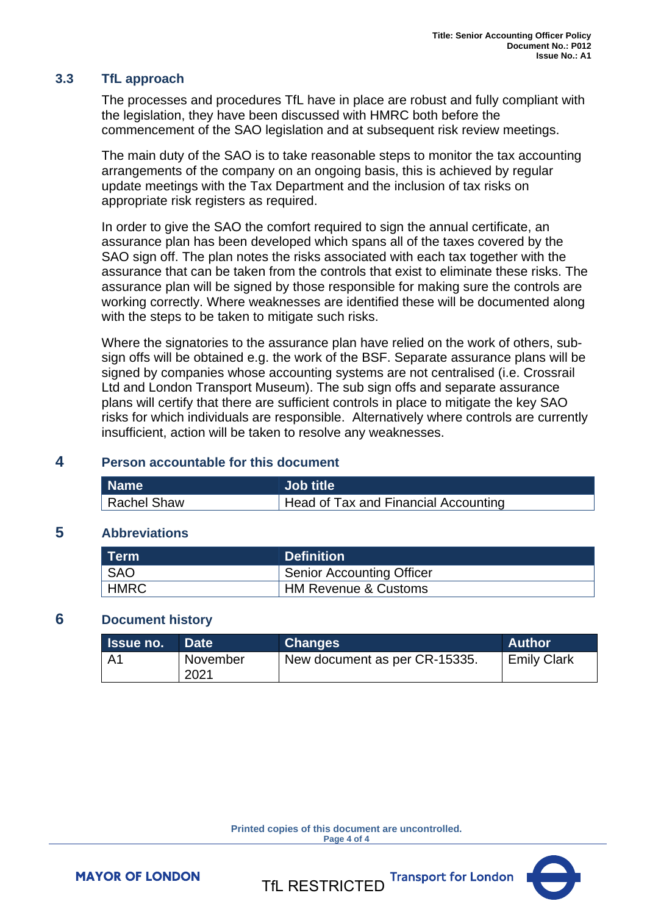### 3.3 TfL approach

The processes and procedures TfL have in place are robust and fully compliant with the legislation, they have been discussed with HMRC both before the commencement of the SAO legislation and at subsequent risk review meetings.

The main duty of the SAO is to take reasonable steps to monitor the tax accounting arrangements of the company on an ongoing basis, this is achieved by regular update meetings with the Tax Department and the inclusion of tax risks on appropriate risk registers as required.

In order to give the SAO the comfort required to sign the annual certificate, an assurance plan has been developed which spans all of the taxes covered by the SAO sign off. The plan notes the risks associated with each tax together with the assurance that can be taken from the controls that exist to eliminate these risks. The assurance plan will be signed by those responsible for making sure the controls are working correctly. Where weaknesses are identified these will be documented along with the steps to be taken to mitigate such risks.

Where the signatories to the assurance plan have relied on the work of others, sub-sign offs will be obtained e.g. the work of the BSF. Separate assurance plans will be signed by companies whose accounting systems are not centralised (i.e. Crossrail Ltd and London Transport Museum). The sub sign offs and separate assurance plans will certify that there are sufficient controls in place to mitigate the key SAO risks for which individuals are responsible. Alternatively where controls are currently insufficient, action will be taken to resolve any weaknesses.

## 4 Person accountable for this document

| Name | Job title |
|---|---|
| Rachel Shaw | Head of Tax and Financial Accounting |

## 5 Abbreviations

| Term | Definition |
|---|---|
| SAO | Senior Accounting Officer |
| HMRC | HM Revenue & Customs |

## 6 Document history

| Issue no. | Date | Changes | Author |
|---|---|---|---|
| A1 | November 2021 | New document as per CR-15335. | Emily Clark |

Printed copies of this document are uncontrolled.

TfL RESTRICTED